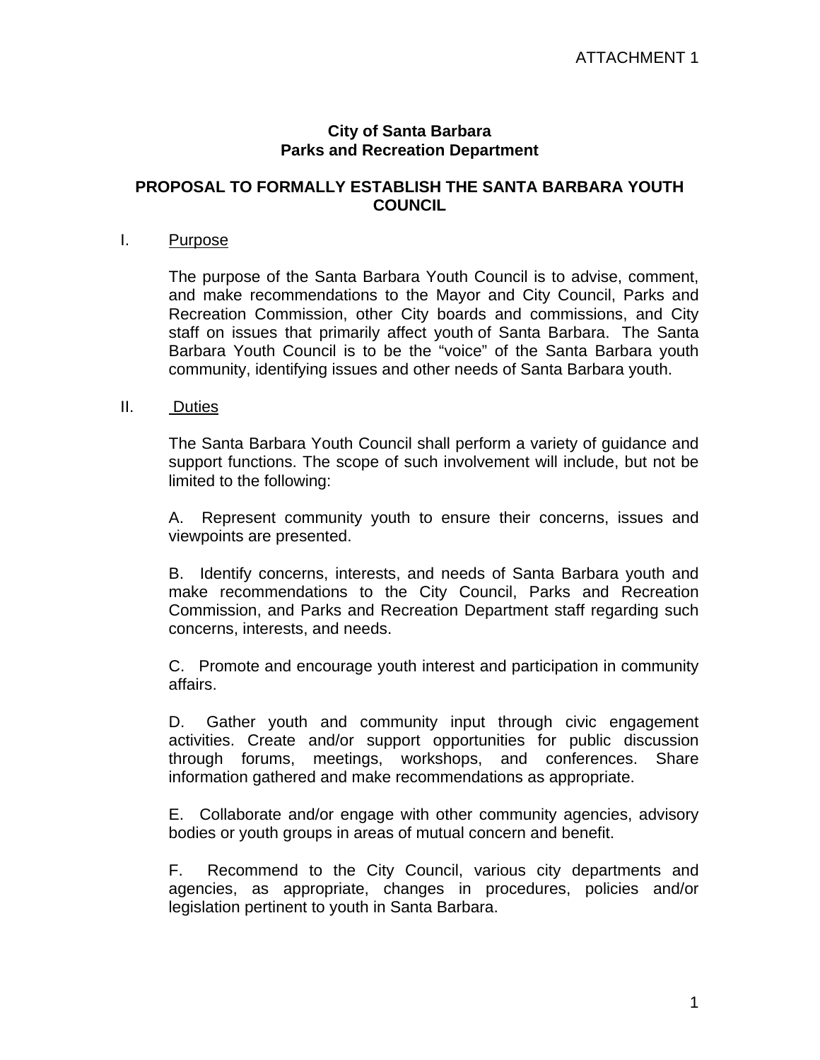ATTACHMENT 1

**City of Santa Barbara**
**Parks and Recreation Department**

# PROPOSAL TO FORMALLY ESTABLISH THE SANTA BARBARA YOUTH COUNCIL

## I. Purpose

The purpose of the Santa Barbara Youth Council is to advise, comment, and make recommendations to the Mayor and City Council, Parks and Recreation Commission, other City boards and commissions, and City staff on issues that primarily affect youth of Santa Barbara. The Santa Barbara Youth Council is to be the "voice" of the Santa Barbara youth community, identifying issues and other needs of Santa Barbara youth.

## II. Duties

The Santa Barbara Youth Council shall perform a variety of guidance and support functions. The scope of such involvement will include, but not be limited to the following:

A. Represent community youth to ensure their concerns, issues and viewpoints are presented.

B. Identify concerns, interests, and needs of Santa Barbara youth and make recommendations to the City Council, Parks and Recreation Commission, and Parks and Recreation Department staff regarding such concerns, interests, and needs.

C. Promote and encourage youth interest and participation in community affairs.

D. Gather youth and community input through civic engagement activities. Create and/or support opportunities for public discussion through forums, meetings, workshops, and conferences. Share information gathered and make recommendations as appropriate.

E. Collaborate and/or engage with other community agencies, advisory bodies or youth groups in areas of mutual concern and benefit.

F. Recommend to the City Council, various city departments and agencies, as appropriate, changes in procedures, policies and/or legislation pertinent to youth in Santa Barbara.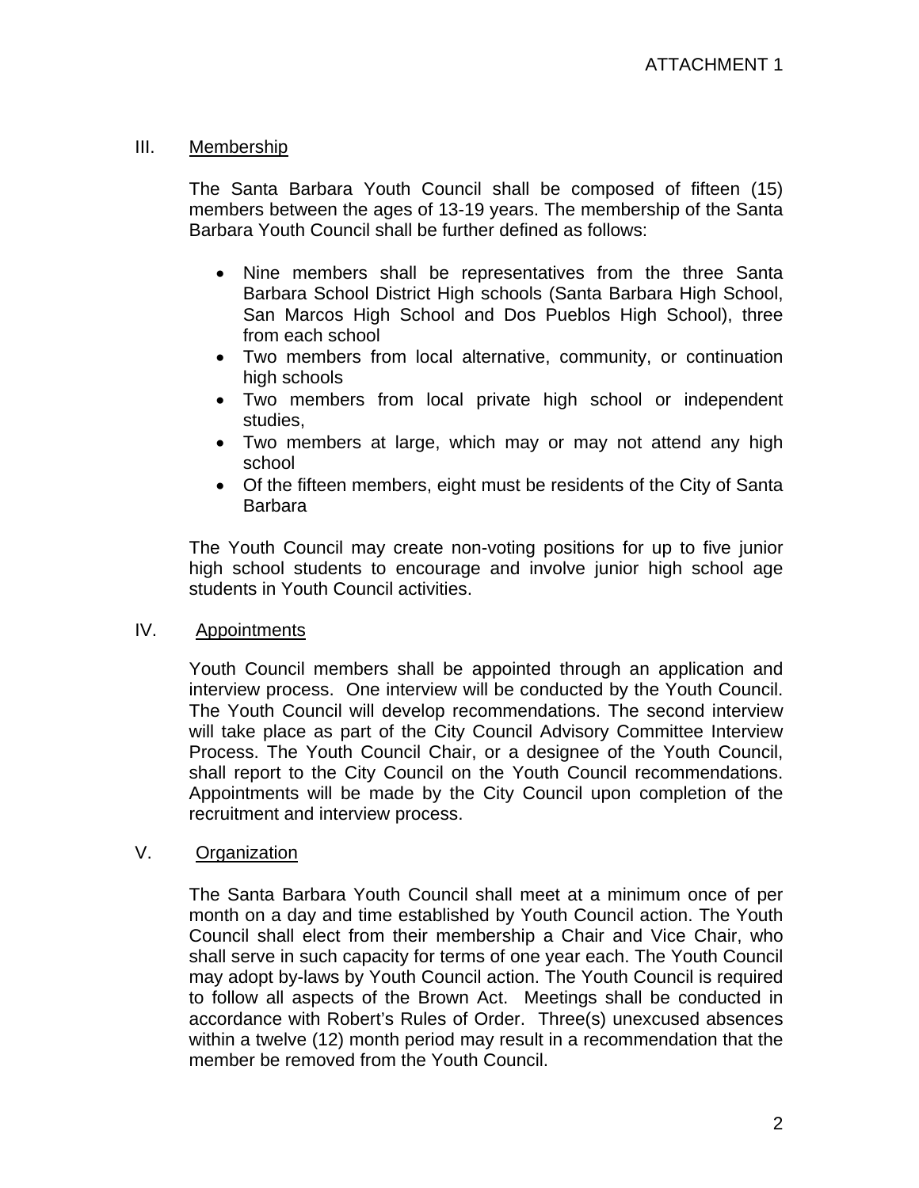## III. Membership

The Santa Barbara Youth Council shall be composed of fifteen (15) members between the ages of 13-19 years. The membership of the Santa Barbara Youth Council shall be further defined as follows:

- Nine members shall be representatives from the three Santa Barbara School District High schools (Santa Barbara High School, San Marcos High School and Dos Pueblos High School), three from each school
- Two members from local alternative, community, or continuation high schools
- Two members from local private high school or independent studies,
- Two members at large, which may or may not attend any high school
- Of the fifteen members, eight must be residents of the City of Santa Barbara

The Youth Council may create non-voting positions for up to five junior high school students to encourage and involve junior high school age students in Youth Council activities.

## IV. Appointments

Youth Council members shall be appointed through an application and interview process. One interview will be conducted by the Youth Council. The Youth Council will develop recommendations. The second interview will take place as part of the City Council Advisory Committee Interview Process. The Youth Council Chair, or a designee of the Youth Council, shall report to the City Council on the Youth Council recommendations. Appointments will be made by the City Council upon completion of the recruitment and interview process.

## V. Organization

The Santa Barbara Youth Council shall meet at a minimum once of per month on a day and time established by Youth Council action. The Youth Council shall elect from their membership a Chair and Vice Chair, who shall serve in such capacity for terms of one year each. The Youth Council may adopt by-laws by Youth Council action. The Youth Council is required to follow all aspects of the Brown Act. Meetings shall be conducted in accordance with Robert's Rules of Order. Three(s) unexcused absences within a twelve (12) month period may result in a recommendation that the member be removed from the Youth Council.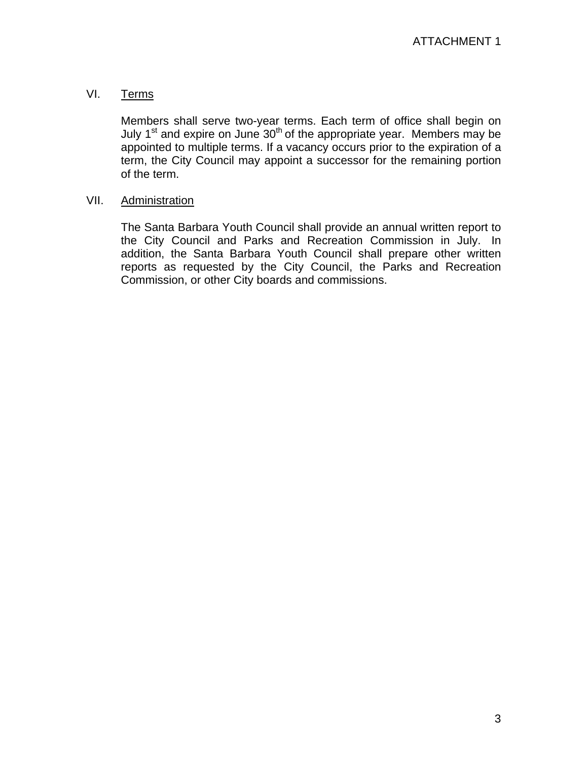## VI. Terms

Members shall serve two-year terms. Each term of office shall begin on July 1st and expire on June 30th of the appropriate year. Members may be appointed to multiple terms. If a vacancy occurs prior to the expiration of a term, the City Council may appoint a successor for the remaining portion of the term.

## VII. Administration

The Santa Barbara Youth Council shall provide an annual written report to the City Council and Parks and Recreation Commission in July. In addition, the Santa Barbara Youth Council shall prepare other written reports as requested by the City Council, the Parks and Recreation Commission, or other City boards and commissions.